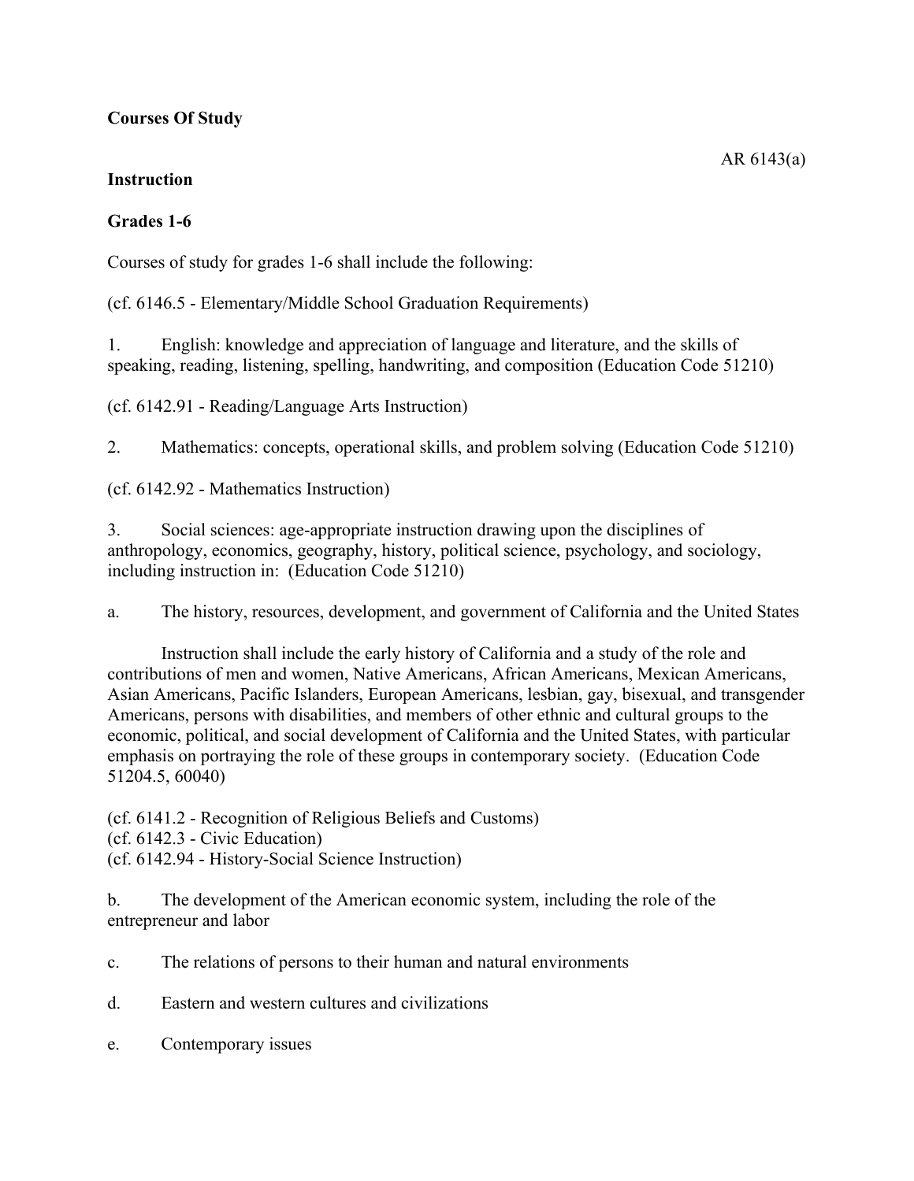**Courses Of Study**

AR 6143(a)

**Instruction**

**Grades 1-6**

Courses of study for grades 1-6 shall include the following:

(cf. 6146.5 - Elementary/Middle School Graduation Requirements)

1. English: knowledge and appreciation of language and literature, and the skills of speaking, reading, listening, spelling, handwriting, and composition (Education Code 51210)

(cf. 6142.91 - Reading/Language Arts Instruction)

2. Mathematics: concepts, operational skills, and problem solving (Education Code 51210)

(cf. 6142.92 - Mathematics Instruction)

3. Social sciences: age-appropriate instruction drawing upon the disciplines of anthropology, economics, geography, history, political science, psychology, and sociology, including instruction in: (Education Code 51210)

a. The history, resources, development, and government of California and the United States

Instruction shall include the early history of California and a study of the role and contributions of men and women, Native Americans, African Americans, Mexican Americans, Asian Americans, Pacific Islanders, European Americans, lesbian, gay, bisexual, and transgender Americans, persons with disabilities, and members of other ethnic and cultural groups to the economic, political, and social development of California and the United States, with particular emphasis on portraying the role of these groups in contemporary society. (Education Code 51204.5, 60040)

(cf. 6141.2 - Recognition of Religious Beliefs and Customs)
(cf. 6142.3 - Civic Education)
(cf. 6142.94 - History-Social Science Instruction)

b. The development of the American economic system, including the role of the entrepreneur and labor

c. The relations of persons to their human and natural environments

d. Eastern and western cultures and civilizations

e. Contemporary issues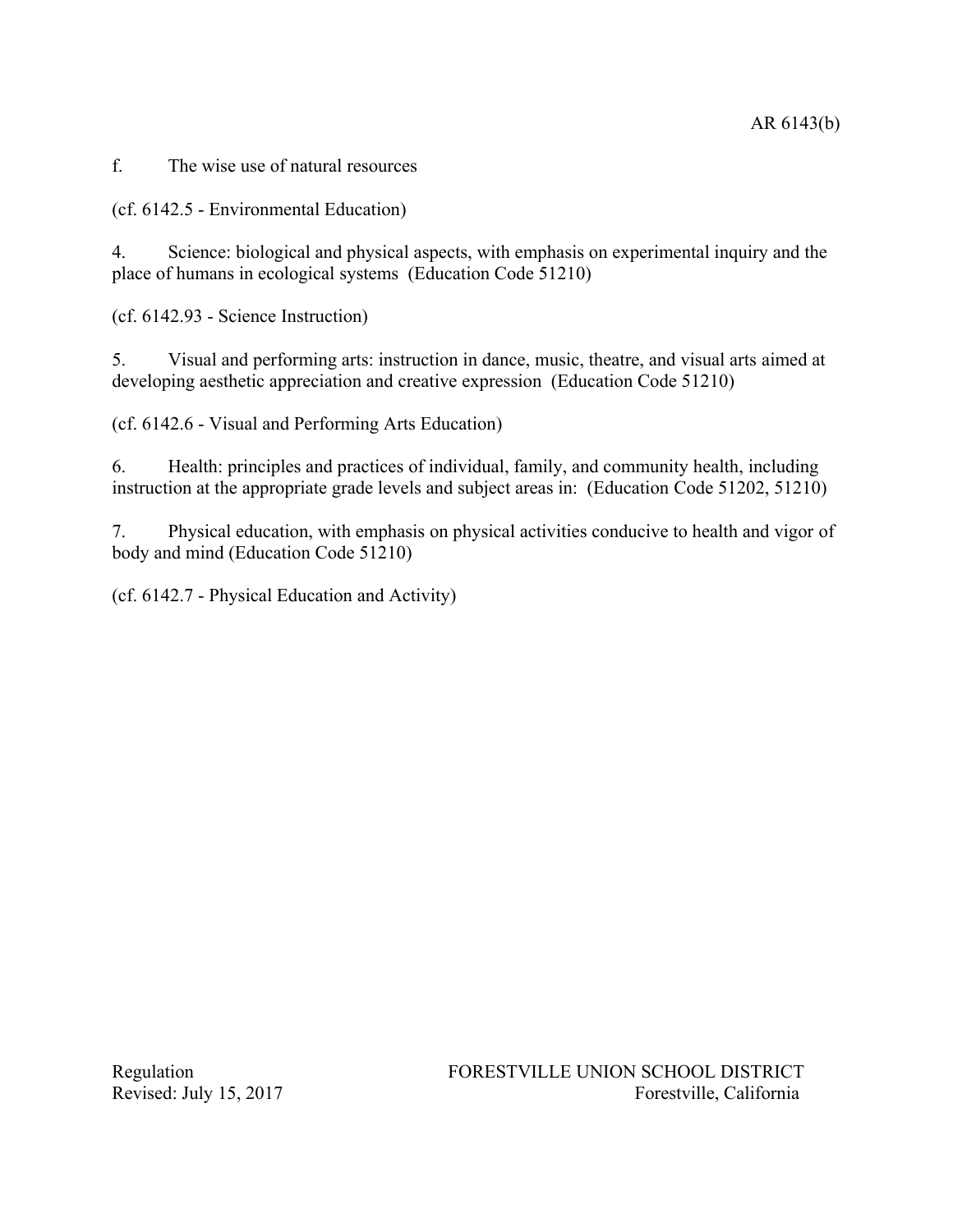f. The wise use of natural resources

(cf. 6142.5 - Environmental Education)

4. Science: biological and physical aspects, with emphasis on experimental inquiry and the place of humans in ecological systems (Education Code 51210)

(cf. 6142.93 - Science Instruction)

5. Visual and performing arts: instruction in dance, music, theatre, and visual arts aimed at developing aesthetic appreciation and creative expression (Education Code 51210)

(cf. 6142.6 - Visual and Performing Arts Education)

6. Health: principles and practices of individual, family, and community health, including instruction at the appropriate grade levels and subject areas in: (Education Code 51202, 51210)

7. Physical education, with emphasis on physical activities conducive to health and vigor of body and mind (Education Code 51210)

(cf. 6142.7 - Physical Education and Activity)

Regulation
Revised: July 15, 2017

FORESTVILLE UNION SCHOOL DISTRICT
Forestville, California